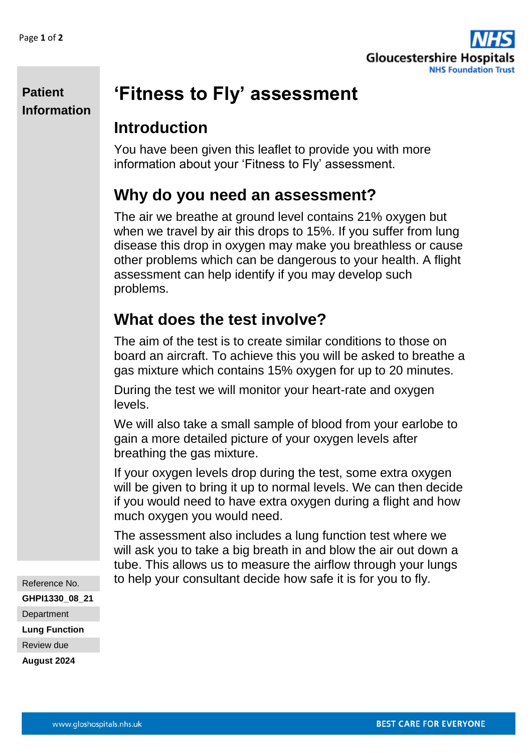**Patient Information**

# 'Fitness to Fly' assessment

## Introduction

You have been given this leaflet to provide you with more information about your 'Fitness to Fly' assessment.

## Why do you need an assessment?

The air we breathe at ground level contains 21% oxygen but when we travel by air this drops to 15%. If you suffer from lung disease this drop in oxygen may make you breathless or cause other problems which can be dangerous to your health. A flight assessment can help identify if you may develop such problems.

## What does the test involve?

The aim of the test is to create similar conditions to those on board an aircraft. To achieve this you will be asked to breathe a gas mixture which contains 15% oxygen for up to 20 minutes.

During the test we will monitor your heart-rate and oxygen levels.

We will also take a small sample of blood from your earlobe to gain a more detailed picture of your oxygen levels after breathing the gas mixture.

If your oxygen levels drop during the test, some extra oxygen will be given to bring it up to normal levels. We can then decide if you would need to have extra oxygen during a flight and how much oxygen you would need.

The assessment also includes a lung function test where we will ask you to take a big breath in and blow the air out down a tube. This allows us to measure the airflow through your lungs to help your consultant decide how safe it is for you to fly.

Reference No.
**GHPI1330_08_21**
Department
**Lung Function**
Review due
**August 2024**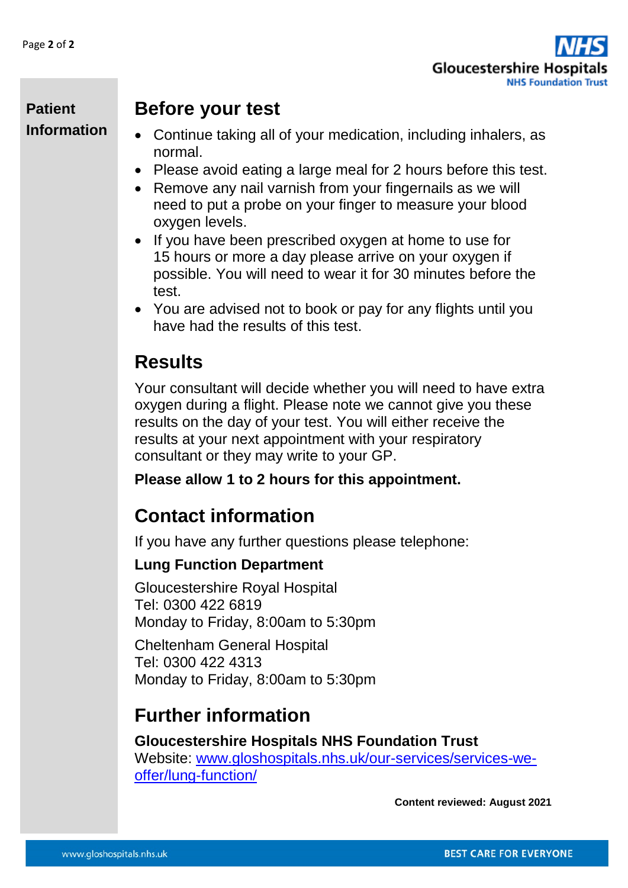**Patient Information**

## Before your test

- Continue taking all of your medication, including inhalers, as normal.
- Please avoid eating a large meal for 2 hours before this test.
- Remove any nail varnish from your fingernails as we will need to put a probe on your finger to measure your blood oxygen levels.
- If you have been prescribed oxygen at home to use for 15 hours or more a day please arrive on your oxygen if possible. You will need to wear it for 30 minutes before the test.
- You are advised not to book or pay for any flights until you have had the results of this test.

## Results

Your consultant will decide whether you will need to have extra oxygen during a flight. Please note we cannot give you these results on the day of your test. You will either receive the results at your next appointment with your respiratory consultant or they may write to your GP.

**Please allow 1 to 2 hours for this appointment.**

## Contact information

If you have any further questions please telephone:

**Lung Function Department**

Gloucestershire Royal Hospital
Tel: 0300 422 6819
Monday to Friday, 8:00am to 5:30pm

Cheltenham General Hospital
Tel: 0300 422 4313
Monday to Friday, 8:00am to 5:30pm

## Further information

**Gloucestershire Hospitals NHS Foundation Trust**
Website: www.gloshospitals.nhs.uk/our-services/services-we-offer/lung-function/

**Content reviewed: August 2021**